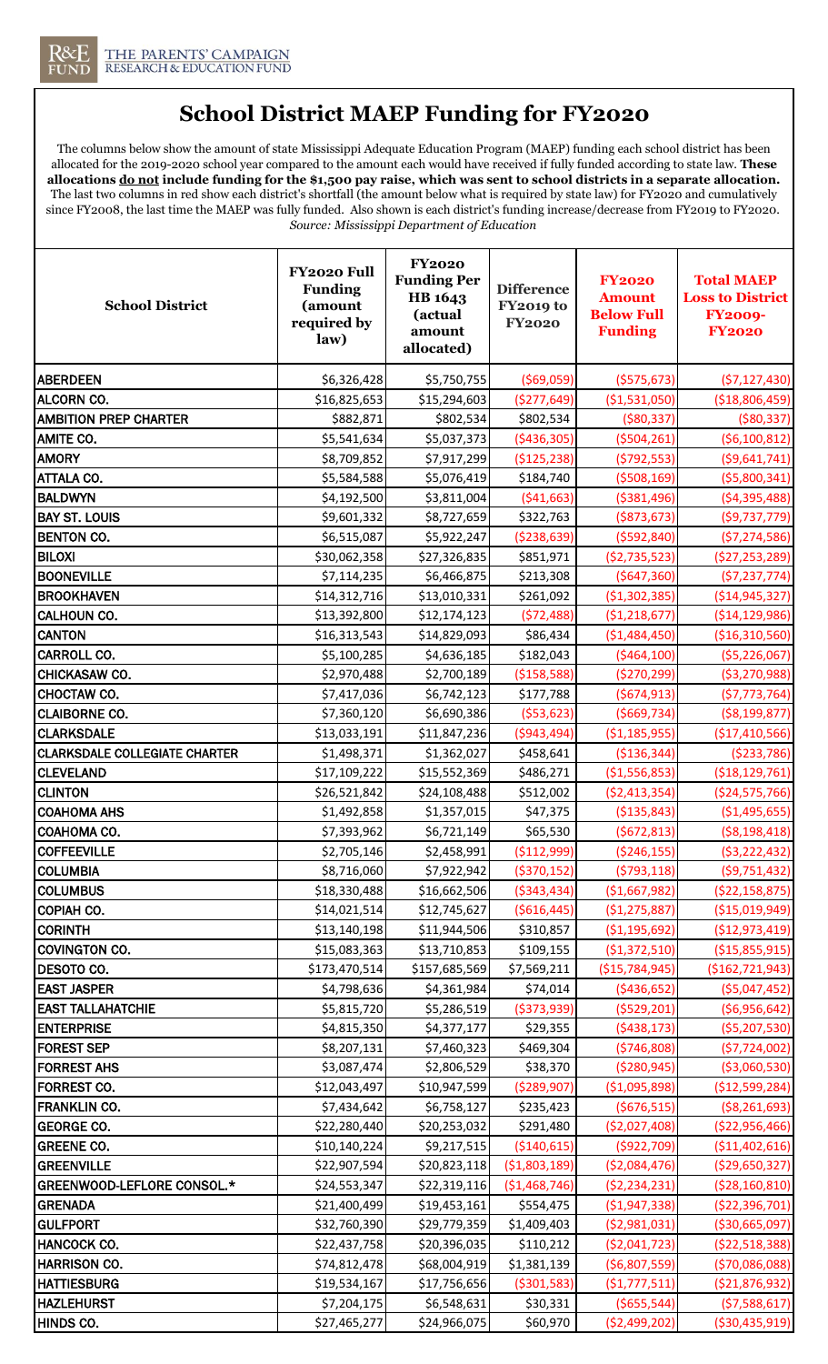THE PARENTS' CAMPAIGN RESEARCH & EDUCATION FUND

# School District MAEP Funding for FY2020

The columns below show the amount of state Mississippi Adequate Education Program (MAEP) funding each school district has been allocated for the 2019-2020 school year compared to the amount each would have received if fully funded according to state law. **These allocations do not include funding for the $1,500 pay raise, which was sent to school districts in a separate allocation.** The last two columns in red show each district's shortfall (the amount below what is required by state law) for FY2020 and cumulatively since FY2008, the last time the MAEP was fully funded. Also shown is each district's funding increase/decrease from FY2019 to FY2020. *Source: Mississippi Department of Education*

| School District | FY2020 Full Funding (amount required by law) | FY2020 Funding Per HB 1643 (actual amount allocated) | Difference FY2019 to FY2020 | FY2020 Amount Below Full Funding | Total MAEP Loss to District FY2009-FY2020 |
|---|---|---|---|---|---|
| ABERDEEN | $6,326,428 | $5,750,755 | ($69,059) | ($575,673) | ($7,127,430) |
| ALCORN CO. | $16,825,653 | $15,294,603 | ($277,649) | ($1,531,050) | ($18,806,459) |
| AMBITION PREP CHARTER | $882,871 | $802,534 | $802,534 | ($80,337) | ($80,337) |
| AMITE CO. | $5,541,634 | $5,037,373 | ($436,305) | ($504,261) | ($6,100,812) |
| AMORY | $8,709,852 | $7,917,299 | ($125,238) | ($792,553) | ($9,641,741) |
| ATTALA CO. | $5,584,588 | $5,076,419 | $184,740 | ($508,169) | ($5,800,341) |
| BALDWYN | $4,192,500 | $3,811,004 | ($41,663) | ($381,496) | ($4,395,488) |
| BAY ST. LOUIS | $9,601,332 | $8,727,659 | $322,763 | ($873,673) | ($9,737,779) |
| BENTON CO. | $6,515,087 | $5,922,247 | ($238,639) | ($592,840) | ($7,274,586) |
| BILOXI | $30,062,358 | $27,326,835 | $851,971 | ($2,735,523) | ($27,253,289) |
| BOONEVILLE | $7,114,235 | $6,466,875 | $213,308 | ($647,360) | ($7,237,774) |
| BROOKHAVEN | $14,312,716 | $13,010,331 | $261,092 | ($1,302,385) | ($14,945,327) |
| CALHOUN CO. | $13,392,800 | $12,174,123 | ($72,488) | ($1,218,677) | ($14,129,986) |
| CANTON | $16,313,543 | $14,829,093 | $86,434 | ($1,484,450) | ($16,310,560) |
| CARROLL CO. | $5,100,285 | $4,636,185 | $182,043 | ($464,100) | ($5,226,067) |
| CHICKASAW CO. | $2,970,488 | $2,700,189 | ($158,588) | ($270,299) | ($3,270,988) |
| CHOCTAW CO. | $7,417,036 | $6,742,123 | $177,788 | ($674,913) | ($7,773,764) |
| CLAIBORNE CO. | $7,360,120 | $6,690,386 | ($53,623) | ($669,734) | ($8,199,877) |
| CLARKSDALE | $13,033,191 | $11,847,236 | ($943,494) | ($1,185,955) | ($17,410,566) |
| CLARKSDALE COLLEGIATE CHARTER | $1,498,371 | $1,362,027 | $458,641 | ($136,344) | ($233,786) |
| CLEVELAND | $17,109,222 | $15,552,369 | $486,271 | ($1,556,853) | ($18,129,761) |
| CLINTON | $26,521,842 | $24,108,488 | $512,002 | ($2,413,354) | ($24,575,766) |
| COAHOMA AHS | $1,492,858 | $1,357,015 | $47,375 | ($135,843) | ($1,495,655) |
| COAHOMA CO. | $7,393,962 | $6,721,149 | $65,530 | ($672,813) | ($8,198,418) |
| COFFEEVILLE | $2,705,146 | $2,458,991 | ($112,999) | ($246,155) | ($3,222,432) |
| COLUMBIA | $8,716,060 | $7,922,942 | ($370,152) | ($793,118) | ($9,751,432) |
| COLUMBUS | $18,330,488 | $16,662,506 | ($343,434) | ($1,667,982) | ($22,158,875) |
| COPIAH CO. | $14,021,514 | $12,745,627 | ($616,445) | ($1,275,887) | ($15,019,949) |
| CORINTH | $13,140,198 | $11,944,506 | $310,857 | ($1,195,692) | ($12,973,419) |
| COVINGTON CO. | $15,083,363 | $13,710,853 | $109,155 | ($1,372,510) | ($15,855,915) |
| DESOTO CO. | $173,470,514 | $157,685,569 | $7,569,211 | ($15,784,945) | ($162,721,943) |
| EAST JASPER | $4,798,636 | $4,361,984 | $74,014 | ($436,652) | ($5,047,452) |
| EAST TALLAHATCHIE | $5,815,720 | $5,286,519 | ($373,939) | ($529,201) | ($6,956,642) |
| ENTERPRISE | $4,815,350 | $4,377,177 | $29,355 | ($438,173) | ($5,207,530) |
| FOREST SEP | $8,207,131 | $7,460,323 | $469,304 | ($746,808) | ($7,724,002) |
| FORREST AHS | $3,087,474 | $2,806,529 | $38,370 | ($280,945) | ($3,060,530) |
| FORREST CO. | $12,043,497 | $10,947,599 | ($289,907) | ($1,095,898) | ($12,599,284) |
| FRANKLIN CO. | $7,434,642 | $6,758,127 | $235,423 | ($676,515) | ($8,261,693) |
| GEORGE CO. | $22,280,440 | $20,253,032 | $291,480 | ($2,027,408) | ($22,956,466) |
| GREENE CO. | $10,140,224 | $9,217,515 | ($140,615) | ($922,709) | ($11,402,616) |
| GREENVILLE | $22,907,594 | $20,823,118 | ($1,803,189) | ($2,084,476) | ($29,650,327) |
| GREENWOOD-LEFLORE CONSOL.* | $24,553,347 | $22,319,116 | ($1,468,746) | ($2,234,231) | ($28,160,810) |
| GRENADA | $21,400,499 | $19,453,161 | $554,475 | ($1,947,338) | ($22,396,701) |
| GULFPORT | $32,760,390 | $29,779,359 | $1,409,403 | ($2,981,031) | ($30,665,097) |
| HANCOCK CO. | $22,437,758 | $20,396,035 | $110,212 | ($2,041,723) | ($22,518,388) |
| HARRISON CO. | $74,812,478 | $68,004,919 | $1,381,139 | ($6,807,559) | ($70,086,088) |
| HATTIESBURG | $19,534,167 | $17,756,656 | ($301,583) | ($1,777,511) | ($21,876,932) |
| HAZLEHURST | $7,204,175 | $6,548,631 | $30,331 | ($655,544) | ($7,588,617) |
| HINDS CO. | $27,465,277 | $24,966,075 | $60,970 | ($2,499,202) | ($30,435,919) |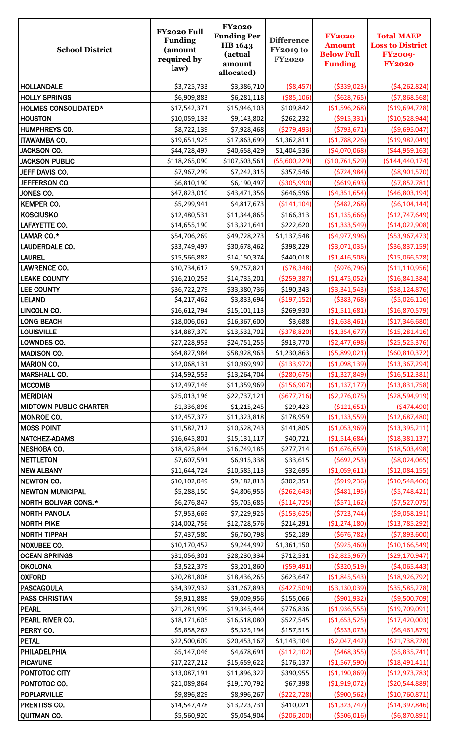| School District | FY2020 Full Funding (amount required by law) | FY2020 Funding Per HB 1643 (actual amount allocated) | Difference FY2019 to FY2020 | FY2020 Amount Below Full Funding | Total MAEP Loss to District FY2009-FY2020 |
|---|---|---|---|---|---|
| HOLLANDALE | $3,725,733 | $3,386,710 | ($8,457) | ($339,023) | ($4,262,824) |
| HOLLY SPRINGS | $6,909,883 | $6,281,118 | ($85,106) | ($628,765) | ($7,868,568) |
| HOLMES CONSOLIDATED* | $17,542,371 | $15,946,103 | $109,842 | ($1,596,268) | ($19,694,728) |
| HOUSTON | $10,059,133 | $9,143,802 | $262,232 | ($915,331) | ($10,528,944) |
| HUMPHREYS CO. | $8,722,139 | $7,928,468 | ($279,493) | ($793,671) | ($9,695,047) |
| ITAWAMBA CO. | $19,651,925 | $17,863,699 | $1,362,811 | ($1,788,226) | ($19,982,049) |
| JACKSON CO. | $44,728,497 | $40,658,429 | $1,404,536 | ($4,070,068) | ($44,959,163) |
| JACKSON PUBLIC | $118,265,090 | $107,503,561 | ($5,600,229) | ($10,761,529) | ($144,440,174) |
| JEFF DAVIS CO. | $7,967,299 | $7,242,315 | $357,546 | ($724,984) | ($8,901,570) |
| JEFFERSON CO. | $6,810,190 | $6,190,497 | ($305,990) | ($619,693) | ($7,852,781) |
| JONES CO. | $47,823,010 | $43,471,356 | $646,596 | ($4,351,654) | ($46,803,194) |
| KEMPER CO. | $5,299,941 | $4,817,673 | ($141,104) | ($482,268) | ($6,104,144) |
| KOSCIUSKO | $12,480,531 | $11,344,865 | $166,313 | ($1,135,666) | ($12,747,649) |
| LAFAYETTE CO. | $14,655,190 | $13,321,641 | $222,620 | ($1,333,549) | ($14,022,908) |
| LAMAR CO.* | $54,706,269 | $49,728,273 | $1,137,548 | ($4,977,996) | ($53,967,473) |
| LAUDERDALE CO. | $33,749,497 | $30,678,462 | $398,229 | ($3,071,035) | ($36,837,159) |
| LAUREL | $15,566,882 | $14,150,374 | $440,018 | ($1,416,508) | ($15,066,578) |
| LAWRENCE CO. | $10,734,617 | $9,757,821 | ($78,348) | ($976,796) | ($11,110,956) |
| LEAKE COUNTY | $16,210,253 | $14,735,201 | ($259,387) | ($1,475,052) | ($16,841,384) |
| LEE COUNTY | $36,722,279 | $33,380,736 | $190,343 | ($3,341,543) | ($38,124,876) |
| LELAND | $4,217,462 | $3,833,694 | ($197,152) | ($383,768) | ($5,026,116) |
| LINCOLN CO. | $16,612,794 | $15,101,113 | $269,930 | ($1,511,681) | ($16,870,579) |
| LONG BEACH | $18,006,061 | $16,367,600 | $3,688 | ($1,638,461) | ($17,346,680) |
| LOUISVILLE | $14,887,379 | $13,532,702 | ($378,820) | ($1,354,677) | ($15,281,416) |
| LOWNDES CO. | $27,228,953 | $24,751,255 | $913,770 | ($2,477,698) | ($25,525,376) |
| MADISON CO. | $64,827,984 | $58,928,963 | $1,230,863 | ($5,899,021) | ($60,810,372) |
| MARION CO. | $12,068,131 | $10,969,992 | ($133,972) | ($1,098,139) | ($13,367,294) |
| MARSHALL CO. | $14,592,553 | $13,264,704 | ($280,675) | ($1,327,849) | ($16,512,381) |
| MCCOMB | $12,497,146 | $11,359,969 | ($156,907) | ($1,137,177) | ($13,831,758) |
| MERIDIAN | $25,013,196 | $22,737,121 | ($677,716) | ($2,276,075) | ($28,594,919) |
| MIDTOWN PUBLIC CHARTER | $1,336,896 | $1,215,245 | $29,423 | ($121,651) | ($474,490) |
| MONROE CO. | $12,457,377 | $11,323,818 | $178,959 | ($1,133,559) | ($12,687,480) |
| MOSS POINT | $11,582,712 | $10,528,743 | $141,805 | ($1,053,969) | ($13,395,211) |
| NATCHEZ-ADAMS | $16,645,801 | $15,131,117 | $40,721 | ($1,514,684) | ($18,381,137) |
| NESHOBA CO. | $18,425,844 | $16,749,185 | $277,714 | ($1,676,659) | ($18,503,498) |
| NETTLETON | $7,607,591 | $6,915,338 | $33,615 | ($692,253) | ($8,024,065) |
| NEW ALBANY | $11,644,724 | $10,585,113 | $32,695 | ($1,059,611) | ($12,084,155) |
| NEWTON CO. | $10,102,049 | $9,182,813 | $302,351 | ($919,236) | ($10,548,406) |
| NEWTON MUNICIPAL | $5,288,150 | $4,806,955 | ($262,643) | ($481,195) | ($5,748,421) |
| NORTH BOLIVAR CONS.* | $6,276,847 | $5,705,685 | ($114,725) | ($571,162) | ($7,527,075) |
| NORTH PANOLA | $7,953,669 | $7,229,925 | ($153,625) | ($723,744) | ($9,058,191) |
| NORTH PIKE | $14,002,756 | $12,728,576 | $214,291 | ($1,274,180) | ($13,785,292) |
| NORTH TIPPAH | $7,437,580 | $6,760,798 | $52,189 | ($676,782) | ($7,893,600) |
| NOXUBEE CO. | $10,170,452 | $9,244,992 | $1,361,150 | ($925,460) | ($10,166,549) |
| OCEAN SPRINGS | $31,056,301 | $28,230,334 | $712,531 | ($2,825,967) | ($29,170,947) |
| OKOLONA | $3,522,379 | $3,201,860 | ($59,491) | ($320,519) | ($4,065,443) |
| OXFORD | $20,281,808 | $18,436,265 | $623,647 | ($1,845,543) | ($18,926,792) |
| PASCAGOULA | $34,397,932 | $31,267,893 | ($427,509) | ($3,130,039) | ($35,585,278) |
| PASS CHRISTIAN | $9,911,888 | $9,009,956 | $155,066 | ($901,932) | ($9,500,709) |
| PEARL | $21,281,999 | $19,345,444 | $776,836 | ($1,936,555) | ($19,709,091) |
| PEARL RIVER CO. | $18,171,605 | $16,518,080 | $527,545 | ($1,653,525) | ($17,420,003) |
| PERRY CO. | $5,858,267 | $5,325,194 | $157,515 | ($533,073) | ($6,461,879) |
| PETAL | $22,500,609 | $20,453,167 | $1,143,104 | ($2,047,442) | ($21,738,728) |
| PHILADELPHIA | $5,147,046 | $4,678,691 | ($112,102) | ($468,355) | ($5,835,741) |
| PICAYUNE | $17,227,212 | $15,659,622 | $176,137 | ($1,567,590) | ($18,491,411) |
| PONTOTOC CITY | $13,087,191 | $11,896,322 | $390,955 | ($1,190,869) | ($12,973,783) |
| PONTOTOC CO. | $21,089,864 | $19,170,792 | $67,398 | ($1,919,072) | ($20,544,889) |
| POPLARVILLE | $9,896,829 | $8,996,267 | ($222,728) | ($900,562) | ($10,760,871) |
| PRENTISS CO. | $14,547,478 | $13,223,731 | $410,021 | ($1,323,747) | ($14,397,846) |
| QUITMAN CO. | $5,560,920 | $5,054,904 | ($206,200) | ($506,016) | ($6,870,891) |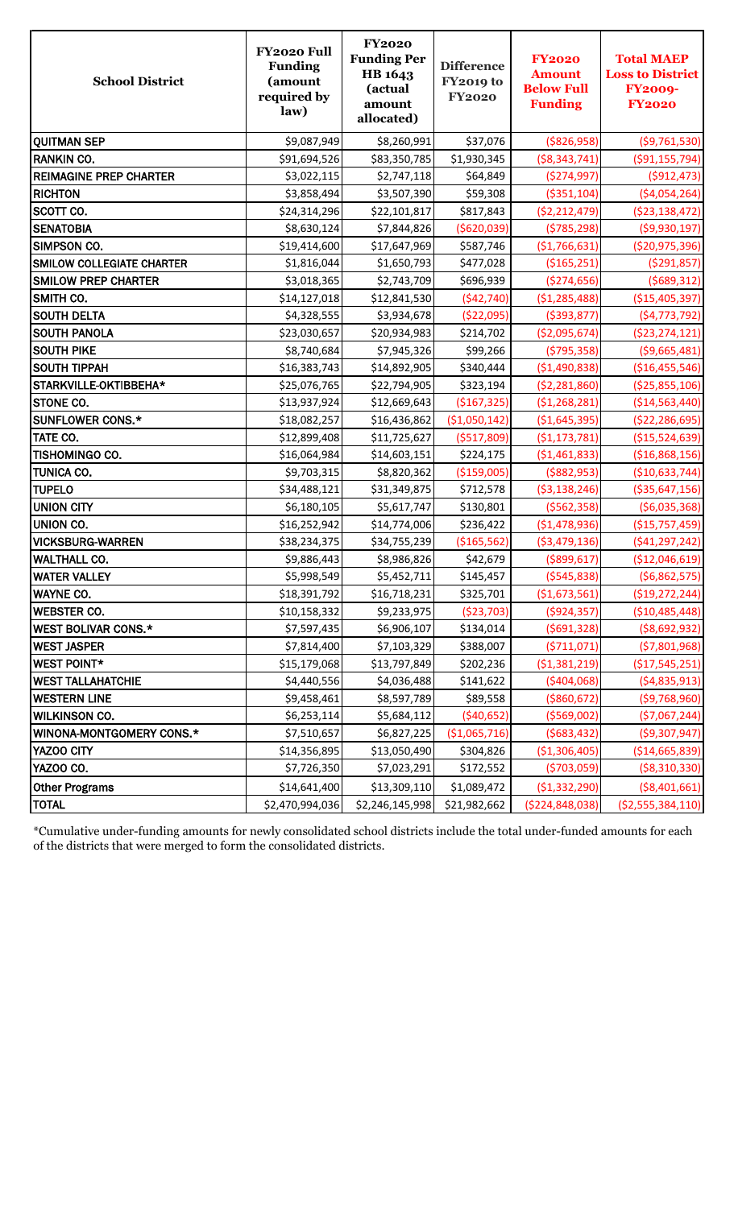| School District | FY2020 Full Funding (amount required by law) | FY2020 Funding Per HB 1643 (actual amount allocated) | Difference FY2019 to FY2020 | FY2020 Amount Below Full Funding | Total MAEP Loss to District FY2009-FY2020 |
|---|---|---|---|---|---|
| QUITMAN SEP | $9,087,949 | $8,260,991 | $37,076 | ($826,958) | ($9,761,530) |
| RANKIN CO. | $91,694,526 | $83,350,785 | $1,930,345 | ($8,343,741) | ($91,155,794) |
| REIMAGINE PREP CHARTER | $3,022,115 | $2,747,118 | $64,849 | ($274,997) | ($912,473) |
| RICHTON | $3,858,494 | $3,507,390 | $59,308 | ($351,104) | ($4,054,264) |
| SCOTT CO. | $24,314,296 | $22,101,817 | $817,843 | ($2,212,479) | ($23,138,472) |
| SENATOBIA | $8,630,124 | $7,844,826 | ($620,039) | ($785,298) | ($9,930,197) |
| SIMPSON CO. | $19,414,600 | $17,647,969 | $587,746 | ($1,766,631) | ($20,975,396) |
| SMILOW COLLEGIATE CHARTER | $1,816,044 | $1,650,793 | $477,028 | ($165,251) | ($291,857) |
| SMILOW PREP CHARTER | $3,018,365 | $2,743,709 | $696,939 | ($274,656) | ($689,312) |
| SMITH CO. | $14,127,018 | $12,841,530 | ($42,740) | ($1,285,488) | ($15,405,397) |
| SOUTH DELTA | $4,328,555 | $3,934,678 | ($22,095) | ($393,877) | ($4,773,792) |
| SOUTH PANOLA | $23,030,657 | $20,934,983 | $214,702 | ($2,095,674) | ($23,274,121) |
| SOUTH PIKE | $8,740,684 | $7,945,326 | $99,266 | ($795,358) | ($9,665,481) |
| SOUTH TIPPAH | $16,383,743 | $14,892,905 | $340,444 | ($1,490,838) | ($16,455,546) |
| STARKVILLE-OKTIBBEHA* | $25,076,765 | $22,794,905 | $323,194 | ($2,281,860) | ($25,855,106) |
| STONE CO. | $13,937,924 | $12,669,643 | ($167,325) | ($1,268,281) | ($14,563,440) |
| SUNFLOWER CONS.* | $18,082,257 | $16,436,862 | ($1,050,142) | ($1,645,395) | ($22,286,695) |
| TATE CO. | $12,899,408 | $11,725,627 | ($517,809) | ($1,173,781) | ($15,524,639) |
| TISHOMINGO CO. | $16,064,984 | $14,603,151 | $224,175 | ($1,461,833) | ($16,868,156) |
| TUNICA CO. | $9,703,315 | $8,820,362 | ($159,005) | ($882,953) | ($10,633,744) |
| TUPELO | $34,488,121 | $31,349,875 | $712,578 | ($3,138,246) | ($35,647,156) |
| UNION CITY | $6,180,105 | $5,617,747 | $130,801 | ($562,358) | ($6,035,368) |
| UNION CO. | $16,252,942 | $14,774,006 | $236,422 | ($1,478,936) | ($15,757,459) |
| VICKSBURG-WARREN | $38,234,375 | $34,755,239 | ($165,562) | ($3,479,136) | ($41,297,242) |
| WALTHALL CO. | $9,886,443 | $8,986,826 | $42,679 | ($899,617) | ($12,046,619) |
| WATER VALLEY | $5,998,549 | $5,452,711 | $145,457 | ($545,838) | ($6,862,575) |
| WAYNE CO. | $18,391,792 | $16,718,231 | $325,701 | ($1,673,561) | ($19,272,244) |
| WEBSTER CO. | $10,158,332 | $9,233,975 | ($23,703) | ($924,357) | ($10,485,448) |
| WEST BOLIVAR CONS.* | $7,597,435 | $6,906,107 | $134,014 | ($691,328) | ($8,692,932) |
| WEST JASPER | $7,814,400 | $7,103,329 | $388,007 | ($711,071) | ($7,801,968) |
| WEST POINT* | $15,179,068 | $13,797,849 | $202,236 | ($1,381,219) | ($17,545,251) |
| WEST TALLAHATCHIE | $4,440,556 | $4,036,488 | $141,622 | ($404,068) | ($4,835,913) |
| WESTERN LINE | $9,458,461 | $8,597,789 | $89,558 | ($860,672) | ($9,768,960) |
| WILKINSON CO. | $6,253,114 | $5,684,112 | ($40,652) | ($569,002) | ($7,067,244) |
| WINONA-MONTGOMERY CONS.* | $7,510,657 | $6,827,225 | ($1,065,716) | ($683,432) | ($9,307,947) |
| YAZOO CITY | $14,356,895 | $13,050,490 | $304,826 | ($1,306,405) | ($14,665,839) |
| YAZOO CO. | $7,726,350 | $7,023,291 | $172,552 | ($703,059) | ($8,310,330) |
| Other Programs | $14,641,400 | $13,309,110 | $1,089,472 | ($1,332,290) | ($8,401,661) |
| TOTAL | $2,470,994,036 | $2,246,145,998 | $21,982,662 | ($224,848,038) | ($2,555,384,110) |

*Cumulative under-funding amounts for newly consolidated school districts include the total under-funded amounts for each of the districts that were merged to form the consolidated districts.